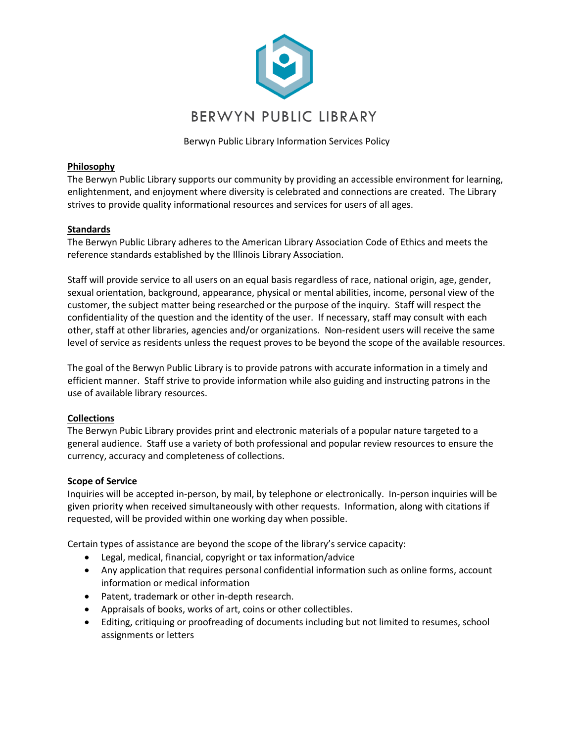# BERWYN PUBLIC LIBRARY

Berwyn Public Library Information Services Policy

## Philosophy

The Berwyn Public Library supports our community by providing an accessible environment for learning, enlightenment, and enjoyment where diversity is celebrated and connections are created. The Library strives to provide quality informational resources and services for users of all ages.

## Standards

The Berwyn Public Library adheres to the American Library Association Code of Ethics and meets the reference standards established by the Illinois Library Association.

Staff will provide service to all users on an equal basis regardless of race, national origin, age, gender, sexual orientation, background, appearance, physical or mental abilities, income, personal view of the customer, the subject matter being researched or the purpose of the inquiry. Staff will respect the confidentiality of the question and the identity of the user. If necessary, staff may consult with each other, staff at other libraries, agencies and/or organizations. Non-resident users will receive the same level of service as residents unless the request proves to be beyond the scope of the available resources.

The goal of the Berwyn Public Library is to provide patrons with accurate information in a timely and efficient manner. Staff strive to provide information while also guiding and instructing patrons in the use of available library resources.

## Collections

The Berwyn Pubic Library provides print and electronic materials of a popular nature targeted to a general audience. Staff use a variety of both professional and popular review resources to ensure the currency, accuracy and completeness of collections.

## Scope of Service

Inquiries will be accepted in-person, by mail, by telephone or electronically. In-person inquiries will be given priority when received simultaneously with other requests. Information, along with citations if requested, will be provided within one working day when possible.

Certain types of assistance are beyond the scope of the library's service capacity:

- Legal, medical, financial, copyright or tax information/advice
- Any application that requires personal confidential information such as online forms, account information or medical information
- Patent, trademark or other in-depth research.
- Appraisals of books, works of art, coins or other collectibles.
- Editing, critiquing or proofreading of documents including but not limited to resumes, school assignments or letters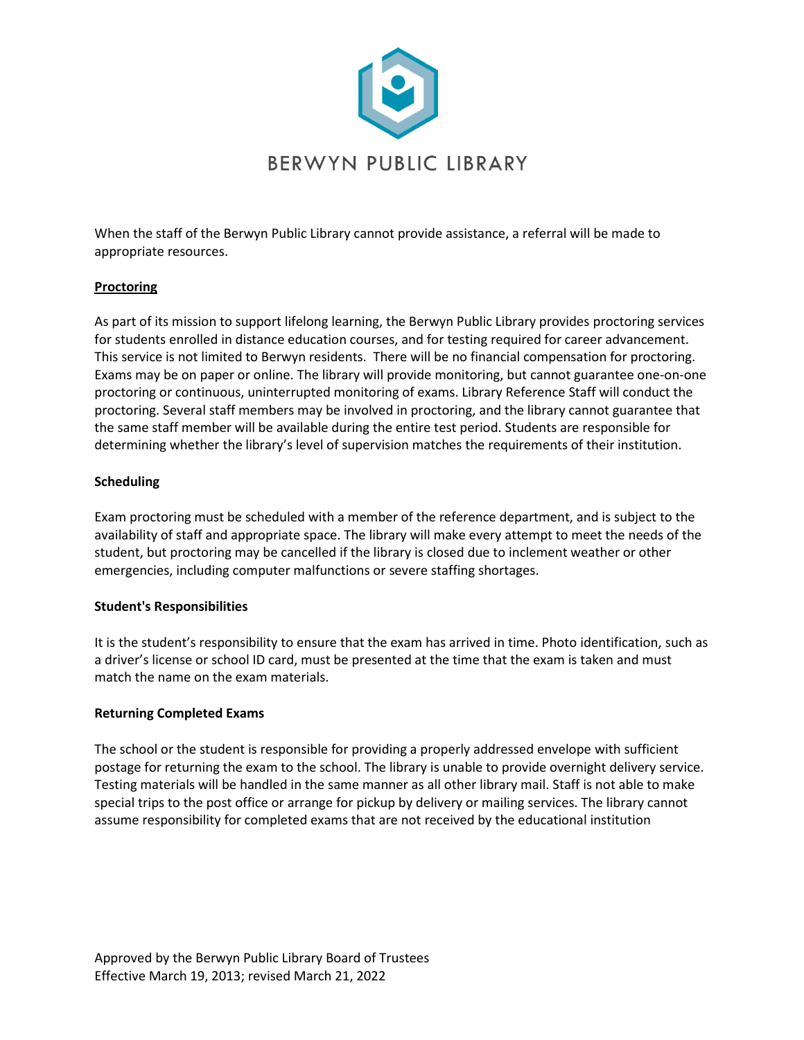BERWYN PUBLIC LIBRARY

When the staff of the Berwyn Public Library cannot provide assistance, a referral will be made to appropriate resources.

## Proctoring

As part of its mission to support lifelong learning, the Berwyn Public Library provides proctoring services for students enrolled in distance education courses, and for testing required for career advancement. This service is not limited to Berwyn residents. There will be no financial compensation for proctoring. Exams may be on paper or online. The library will provide monitoring, but cannot guarantee one-on-one proctoring or continuous, uninterrupted monitoring of exams. Library Reference Staff will conduct the proctoring. Several staff members may be involved in proctoring, and the library cannot guarantee that the same staff member will be available during the entire test period. Students are responsible for determining whether the library's level of supervision matches the requirements of their institution.

### Scheduling

Exam proctoring must be scheduled with a member of the reference department, and is subject to the availability of staff and appropriate space. The library will make every attempt to meet the needs of the student, but proctoring may be cancelled if the library is closed due to inclement weather or other emergencies, including computer malfunctions or severe staffing shortages.

### Student's Responsibilities

It is the student's responsibility to ensure that the exam has arrived in time. Photo identification, such as a driver's license or school ID card, must be presented at the time that the exam is taken and must match the name on the exam materials.

### Returning Completed Exams

The school or the student is responsible for providing a properly addressed envelope with sufficient postage for returning the exam to the school. The library is unable to provide overnight delivery service. Testing materials will be handled in the same manner as all other library mail. Staff is not able to make special trips to the post office or arrange for pickup by delivery or mailing services. The library cannot assume responsibility for completed exams that are not received by the educational institution

Approved by the Berwyn Public Library Board of Trustees
Effective March 19, 2013; revised March 21, 2022